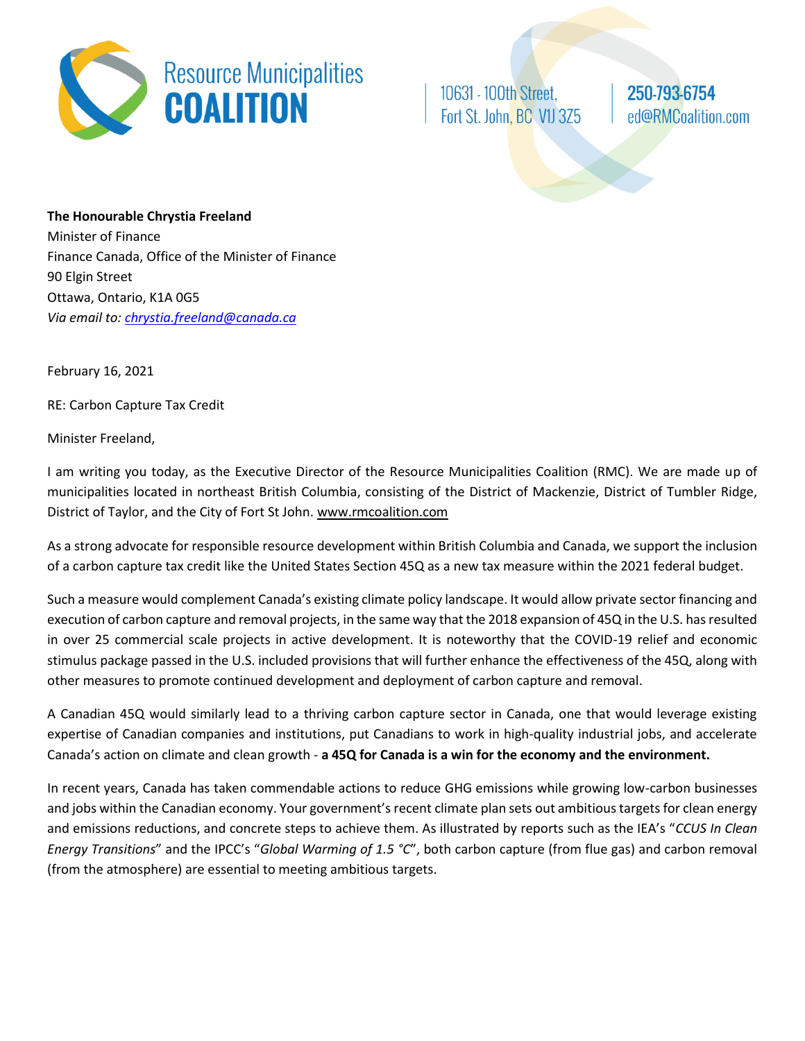Resource Municipalities **COALITION**

10631 - 100th Street,
Fort St. John, BC V1J 3Z5

**250-793-6754**
ed@RMCoalition.com

**The Honourable Chrystia Freeland**
Minister of Finance
Finance Canada, Office of the Minister of Finance
90 Elgin Street
Ottawa, Ontario, K1A 0G5
*Via email to: chrystia.freeland@canada.ca*

February 16, 2021

RE: Carbon Capture Tax Credit

Minister Freeland,

I am writing you today, as the Executive Director of the Resource Municipalities Coalition (RMC). We are made up of municipalities located in northeast British Columbia, consisting of the District of Mackenzie, District of Tumbler Ridge, District of Taylor, and the City of Fort St John. www.rmcoalition.com

As a strong advocate for responsible resource development within British Columbia and Canada, we support the inclusion of a carbon capture tax credit like the United States Section 45Q as a new tax measure within the 2021 federal budget.

Such a measure would complement Canada's existing climate policy landscape. It would allow private sector financing and execution of carbon capture and removal projects, in the same way that the 2018 expansion of 45Q in the U.S. has resulted in over 25 commercial scale projects in active development. It is noteworthy that the COVID-19 relief and economic stimulus package passed in the U.S. included provisions that will further enhance the effectiveness of the 45Q, along with other measures to promote continued development and deployment of carbon capture and removal.

A Canadian 45Q would similarly lead to a thriving carbon capture sector in Canada, one that would leverage existing expertise of Canadian companies and institutions, put Canadians to work in high-quality industrial jobs, and accelerate Canada's action on climate and clean growth - **a 45Q for Canada is a win for the economy and the environment.**

In recent years, Canada has taken commendable actions to reduce GHG emissions while growing low-carbon businesses and jobs within the Canadian economy. Your government's recent climate plan sets out ambitious targets for clean energy and emissions reductions, and concrete steps to achieve them. As illustrated by reports such as the IEA's "*CCUS In Clean Energy Transitions*" and the IPCC's "*Global Warming of 1.5 °C*", both carbon capture (from flue gas) and carbon removal (from the atmosphere) are essential to meeting ambitious targets.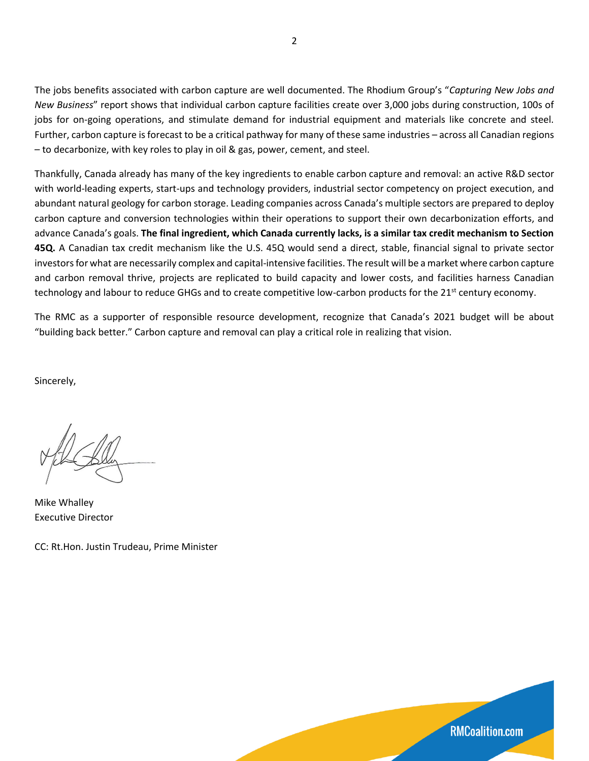The jobs benefits associated with carbon capture are well documented. The Rhodium Group's "*Capturing New Jobs and New Business*" report shows that individual carbon capture facilities create over 3,000 jobs during construction, 100s of jobs for on-going operations, and stimulate demand for industrial equipment and materials like concrete and steel. Further, carbon capture is forecast to be a critical pathway for many of these same industries – across all Canadian regions – to decarbonize, with key roles to play in oil & gas, power, cement, and steel.

Thankfully, Canada already has many of the key ingredients to enable carbon capture and removal: an active R&D sector with world-leading experts, start-ups and technology providers, industrial sector competency on project execution, and abundant natural geology for carbon storage. Leading companies across Canada's multiple sectors are prepared to deploy carbon capture and conversion technologies within their operations to support their own decarbonization efforts, and advance Canada's goals. **The final ingredient, which Canada currently lacks, is a similar tax credit mechanism to Section 45Q.** A Canadian tax credit mechanism like the U.S. 45Q would send a direct, stable, financial signal to private sector investors for what are necessarily complex and capital-intensive facilities. The result will be a market where carbon capture and carbon removal thrive, projects are replicated to build capacity and lower costs, and facilities harness Canadian technology and labour to reduce GHGs and to create competitive low-carbon products for the 21st century economy.

The RMC as a supporter of responsible resource development, recognize that Canada's 2021 budget will be about "building back better." Carbon capture and removal can play a critical role in realizing that vision.

Sincerely,

Mike Whalley
Executive Director

CC: Rt.Hon. Justin Trudeau, Prime Minister

RMCoalition.com